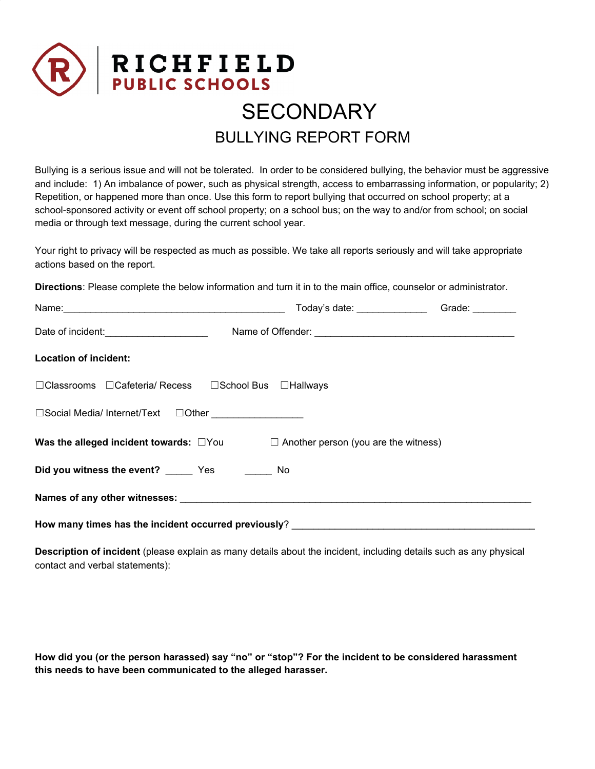**RICHFIELD**
**PUBLIC SCHOOLS**

# SECONDARY

## BULLYING REPORT FORM

Bullying is a serious issue and will not be tolerated. In order to be considered bullying, the behavior must be aggressive and include: 1) An imbalance of power, such as physical strength, access to embarrassing information, or popularity; 2) Repetition, or happened more than once. Use this form to report bullying that occurred on school property; at a school-sponsored activity or event off school property; on a school bus; on the way to and/or from school; on social media or through text message, during the current school year.

Your right to privacy will be respected as much as possible. We take all reports seriously and will take appropriate actions based on the report.

**Directions**: Please complete the below information and turn it in to the main office, counselor or administrator.

Name:__________________________________________ Today's date: _____________ Grade: ________

Date of incident:___________________ Name of Offender: ______________________________________

**Location of incident:**

☐Classrooms ☐Cafeteria/ Recess ☐School Bus ☐Hallways

☐Social Media/ Internet/Text ☐Other _________________

**Was the alleged incident towards:** ☐You ☐ Another person (you are the witness)

**Did you witness the event?** _____ Yes _____ No

**Names of any other witnesses:** ____________________________________________________________________

**How many times has the incident occurred previously**? ______________________________________________

**Description of incident** (please explain as many details about the incident, including details such as any physical contact and verbal statements):

**How did you (or the person harassed) say "no" or "stop"? For the incident to be considered harassment this needs to have been communicated to the alleged harasser.**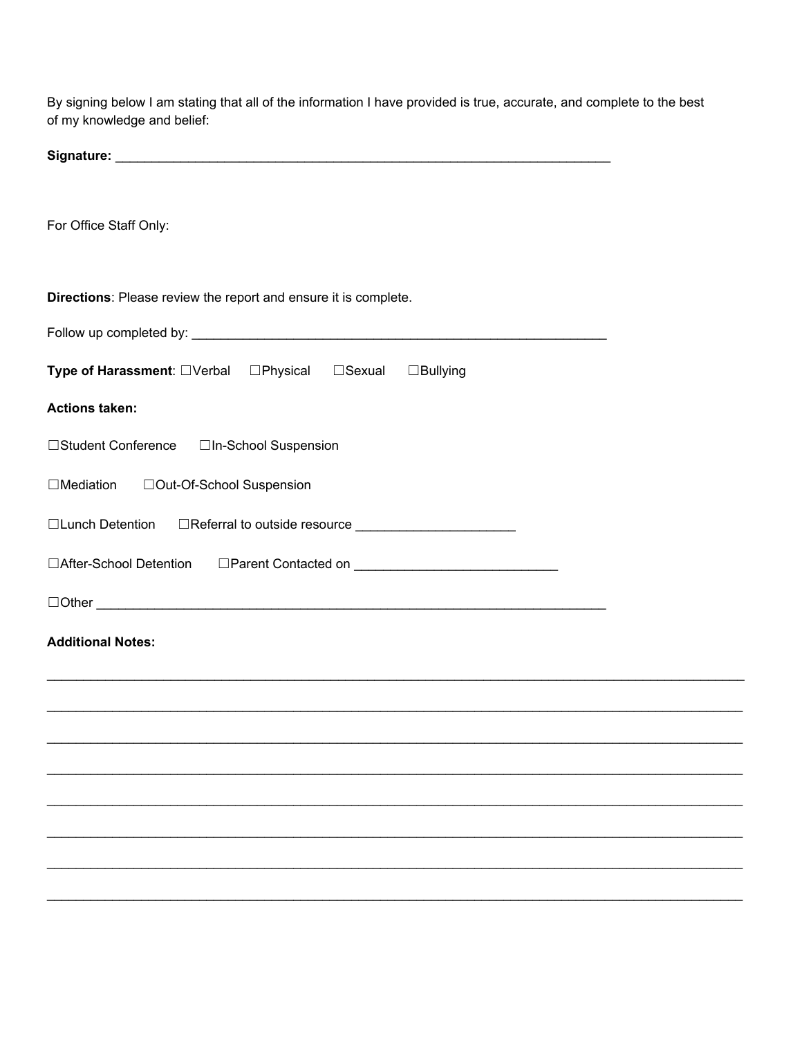By signing below I am stating that all of the information I have provided is true, accurate, and complete to the best of my knowledge and belief:

**Signature:** ______________________________________________________________________

For Office Staff Only:

**Directions**: Please review the report and ensure it is complete.

Follow up completed by: ___________________________________________________________

**Type of Harassment**: ☐Verbal ☐Physical ☐Sexual ☐Bullying

**Actions taken:**

☐Student Conference ☐In-School Suspension

☐Mediation ☐Out-Of-School Suspension

☐Lunch Detention ☐Referral to outside resource _____________________

☐After-School Detention ☐Parent Contacted on ___________________________

☐Other ______________________________________________________________________

**Additional Notes:**

_____________________________________________________________________________________________

_____________________________________________________________________________________________

_____________________________________________________________________________________________

_____________________________________________________________________________________________

_____________________________________________________________________________________________

_____________________________________________________________________________________________

_____________________________________________________________________________________________

_____________________________________________________________________________________________